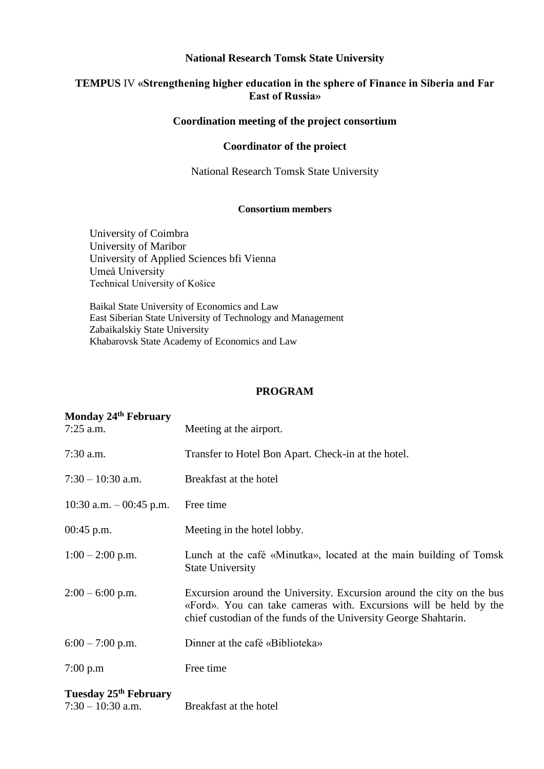**National Research Tomsk State University**

**TEMPUS IV «Strengthening higher education in the sphere of Finance in Siberia and Far East of Russia»**

**Coordination meeting of the project consortium**

**Coordinator of the proiect**

National Research Tomsk State University

**Consortium members**

University of Coimbra
University of Maribor
University of Applied Sciences bfi Vienna
Umeå University
Technical University of Košice

Baikal State University of Economics and Law
East Siberian State University of Technology and Management
Zabaikalskiy State University
Khabarovsk State Academy of Economics and Law

## PROGRAM

**Monday 24th February**

| | |
|---|---|
| 7:25 a.m. | Meeting at the airport. |
| 7:30 a.m. | Transfer to Hotel Bon Apart. Check-in at the hotel. |
| 7:30 – 10:30 a.m. | Breakfast at the hotel |
| 10:30 a.m. – 00:45 p.m. | Free time |
| 00:45 p.m. | Meeting in the hotel lobby. |
| 1:00 – 2:00 p.m. | Lunch at the café «Minutka», located at the main building of Tomsk State University |
| 2:00 – 6:00 p.m. | Excursion around the University. Excursion around the city on the bus «Ford». You can take cameras with. Excursions will be held by the chief custodian of the funds of the University George Shahtarin. |
| 6:00 – 7:00 p.m. | Dinner at the café «Biblioteka» |
| 7:00 p.m | Free time |

**Tuesday 25th February**

| | |
|---|---|
| 7:30 – 10:30 a.m. | Breakfast at the hotel |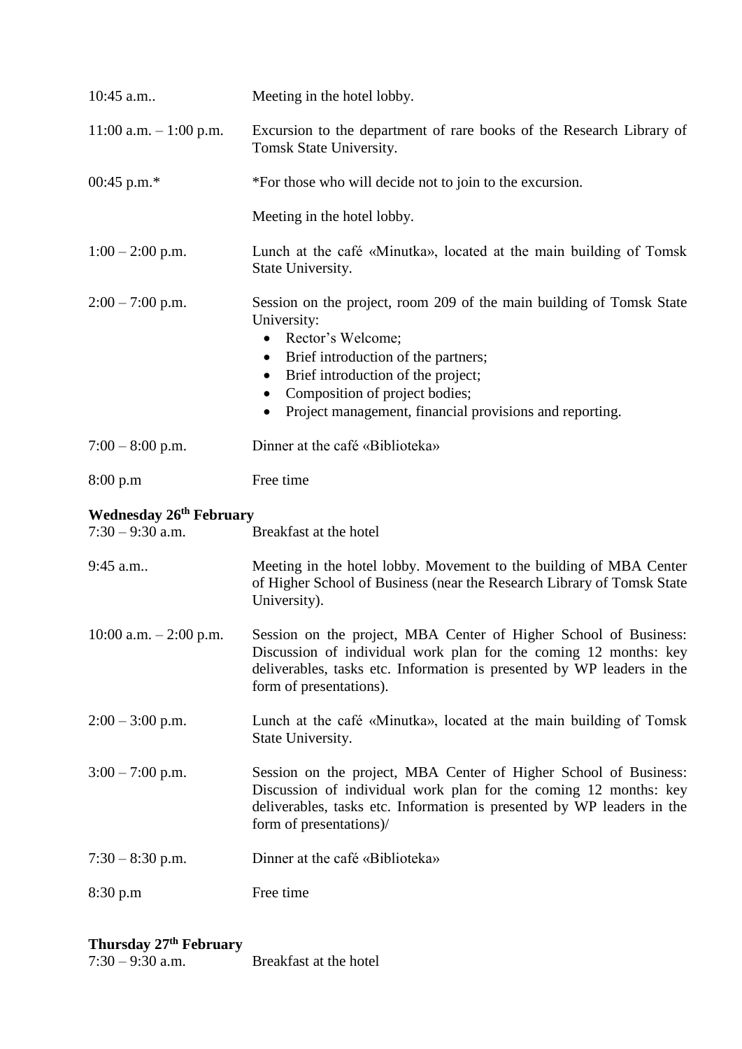10:45 a.m.. Meeting in the hotel lobby.

11:00 a.m. – 1:00 p.m. Excursion to the department of rare books of the Research Library of Tomsk State University.

00:45 p.m.* *For those who will decide not to join to the excursion.

Meeting in the hotel lobby.

1:00 – 2:00 p.m. Lunch at the café «Minutka», located at the main building of Tomsk State University.

2:00 – 7:00 p.m. Session on the project, room 209 of the main building of Tomsk State University:

- Rector's Welcome;
- Brief introduction of the partners;
- Brief introduction of the project;
- Composition of project bodies;
- Project management, financial provisions and reporting.

7:00 – 8:00 p.m. Dinner at the café «Biblioteka»

8:00 p.m Free time

**Wednesday 26th February**

7:30 – 9:30 a.m. Breakfast at the hotel

9:45 a.m.. Meeting in the hotel lobby. Movement to the building of MBA Center of Higher School of Business (near the Research Library of Tomsk State University).

10:00 a.m. – 2:00 p.m. Session on the project, MBA Center of Higher School of Business: Discussion of individual work plan for the coming 12 months: key deliverables, tasks etc. Information is presented by WP leaders in the form of presentations).

2:00 – 3:00 p.m. Lunch at the café «Minutka», located at the main building of Tomsk State University.

3:00 – 7:00 p.m. Session on the project, MBA Center of Higher School of Business: Discussion of individual work plan for the coming 12 months: key deliverables, tasks etc. Information is presented by WP leaders in the form of presentations)/

7:30 – 8:30 p.m. Dinner at the café «Biblioteka»

8:30 p.m Free time

**Thursday 27th February**

7:30 – 9:30 a.m. Breakfast at the hotel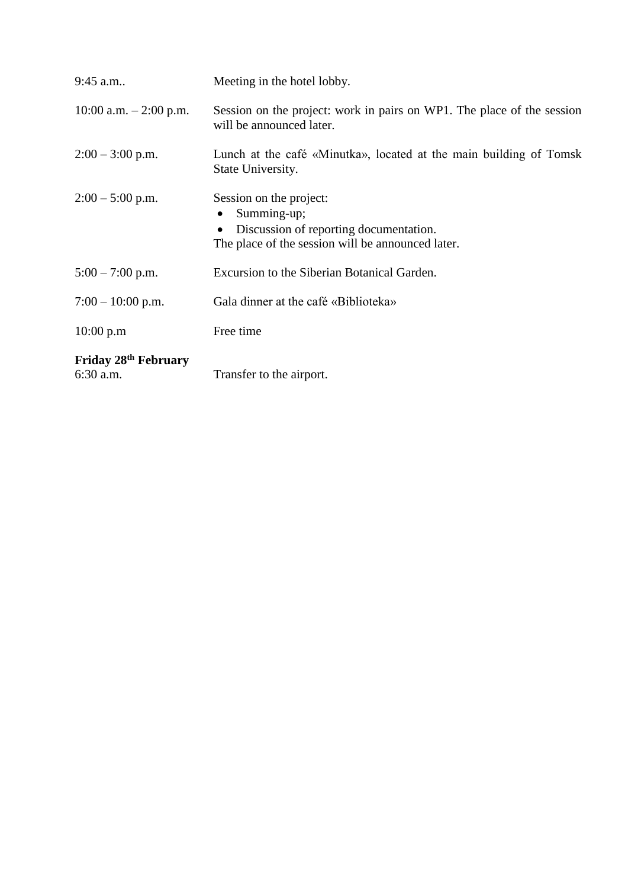| | |
|---|---|
| 9:45 a.m.. | Meeting in the hotel lobby. |
| 10:00 a.m. – 2:00 p.m. | Session on the project: work in pairs on WP1. The place of the session will be announced later. |
| 2:00 – 3:00 p.m. | Lunch at the café «Minutka», located at the main building of Tomsk State University. |
| 2:00 – 5:00 p.m. | Session on the project:<br>• Summing-up;<br>• Discussion of reporting documentation.<br>The place of the session will be announced later. |
| 5:00 – 7:00 p.m. | Excursion to the Siberian Botanical Garden. |
| 7:00 – 10:00 p.m. | Gala dinner at the café «Biblioteka» |
| 10:00 p.m | Free time |

**Friday 28th February**

| | |
|---|---|
| 6:30 a.m. | Transfer to the airport. |